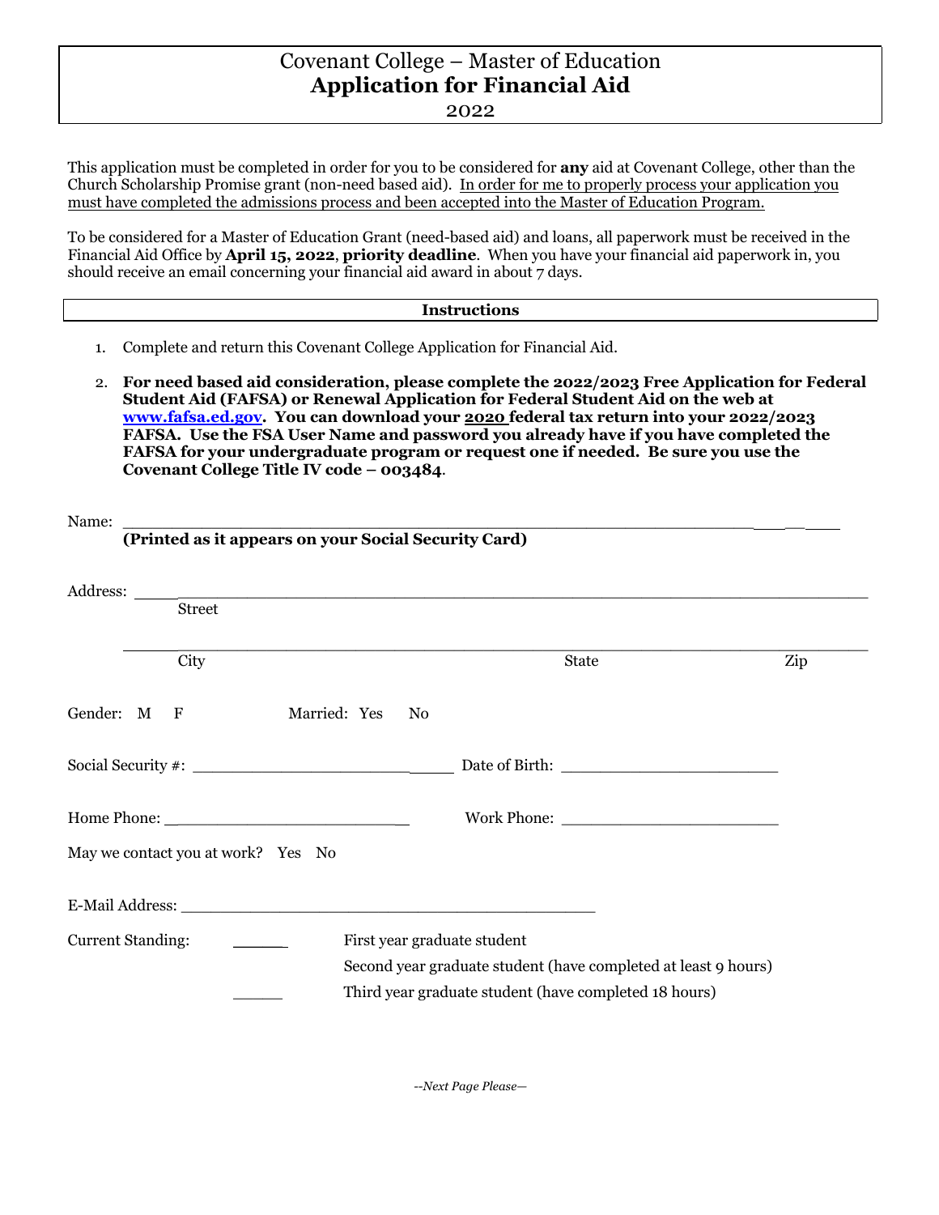# Covenant College – Master of Education
## Application for Financial Aid
2022

This application must be completed in order for you to be considered for **any** aid at Covenant College, other than the Church Scholarship Promise grant (non-need based aid). <u>In order for me to properly process your application you must have completed the admissions process and been accepted into the Master of Education Program.</u>

To be considered for a Master of Education Grant (need-based aid) and loans, all paperwork must be received in the Financial Aid Office by **April 15, 2022**, **priority deadline**. When you have your financial aid paperwork in, you should receive an email concerning your financial aid award in about 7 days.

### Instructions

1. Complete and return this Covenant College Application for Financial Aid.
2. **For need based aid consideration, please complete the 2022/2023 Free Application for Federal Student Aid (FAFSA) or Renewal Application for Federal Student Aid on the web at [www.fafsa.ed.gov](http://www.fafsa.ed.gov). You can download your <u>2020</u> federal tax return into your 2022/2023 FAFSA. Use the FSA User Name and password you already have if you have completed the FAFSA for your undergraduate program or request one if needed. Be sure you use the Covenant College Title IV code – 003484**.

Name: ______________________________________________________________
**(Printed as it appears on your Social Security Card)**

Address: ______________________________________________________________
Street

______________________________________________________________
City State Zip

Gender: M F Married: Yes No

Social Security #: ________________________ Date of Birth: ________________________

Home Phone: ________________________ Work Phone: ________________________

May we contact you at work? Yes No

E-Mail Address: ____________________________________________

Current Standing: ______ First year graduate student

Second year graduate student (have completed at least 9 hours)

______ Third year graduate student (have completed 18 hours)

*--Next Page Please—*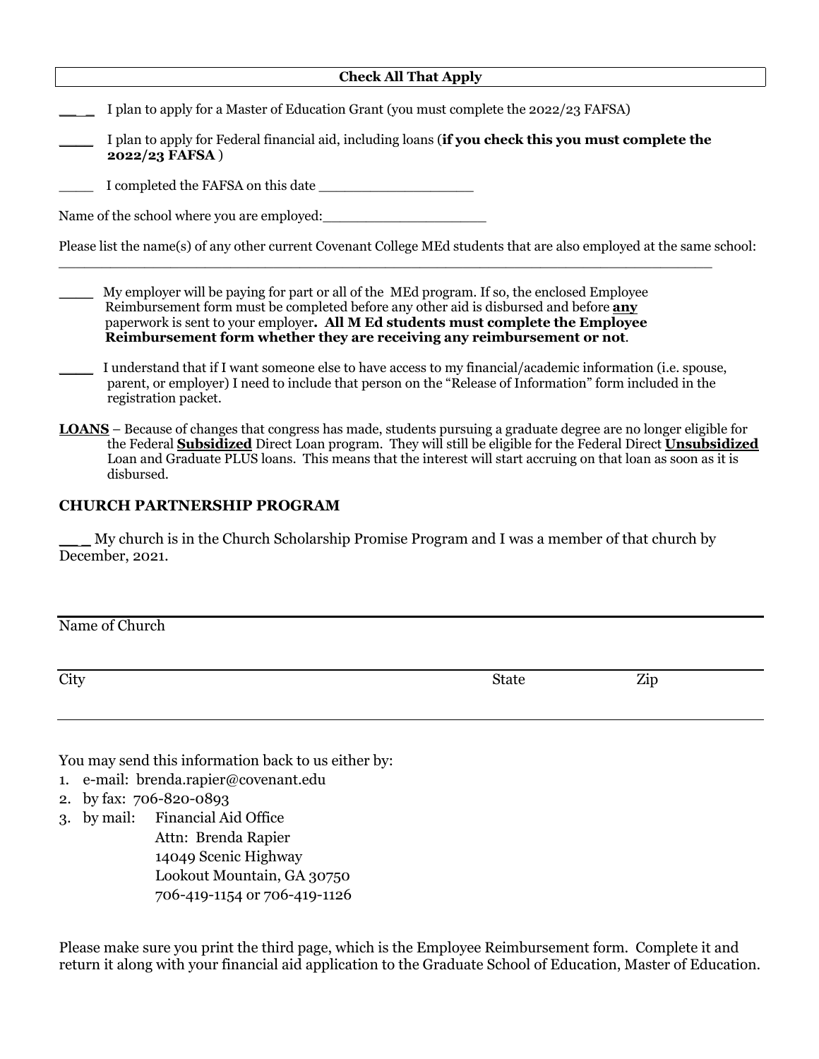**Check All That Apply**

\_\_ \_ I plan to apply for a Master of Education Grant (you must complete the 2022/23 FAFSA)

\_\_\_\_ I plan to apply for Federal financial aid, including loans (**if you check this you must complete the 2022/23 FAFSA** )

\_\_\_\_ I completed the FAFSA on this date \_\_\_\_\_\_\_\_\_\_\_\_\_\_\_\_\_\_

Name of the school where you are employed:\_\_\_\_\_\_\_\_\_\_\_\_\_\_\_\_\_\_\_

Please list the name(s) of any other current Covenant College MEd students that are also employed at the same school: \_\_\_\_\_\_\_\_\_\_\_\_\_\_\_\_\_\_\_\_\_\_\_\_\_\_\_\_\_\_\_\_\_\_\_\_\_\_\_\_\_\_\_\_\_\_\_\_\_\_\_\_\_\_\_\_\_\_\_\_\_\_\_\_\_\_\_\_\_\_\_\_

\_\_\_\_ My employer will be paying for part or all of the MEd program. If so, the enclosed Employee Reimbursement form must be completed before any other aid is disbursed and before **<u>any</u>** paperwork is sent to your employer**. All M Ed students must complete the Employee Reimbursement form whether they are receiving any reimbursement or not**.

\_\_\_\_ I understand that if I want someone else to have access to my financial/academic information (i.e. spouse, parent, or employer) I need to include that person on the "Release of Information" form included in the registration packet.

**<u>LOANS</u>** – Because of changes that congress has made, students pursuing a graduate degree are no longer eligible for the Federal **<u>Subsidized</u>** Direct Loan program. They will still be eligible for the Federal Direct **<u>Unsubsidized</u>** Loan and Graduate PLUS loans. This means that the interest will start accruing on that loan as soon as it is disbursed.

## CHURCH PARTNERSHIP PROGRAM

\_\_ \_ My church is in the Church Scholarship Promise Program and I was a member of that church by December, 2021.

\_\_\_\_\_\_\_\_\_\_\_\_\_\_\_\_\_\_\_\_\_\_\_\_\_\_\_\_\_\_\_\_\_\_\_\_\_\_\_\_\_\_\_\_\_\_\_\_\_\_\_\_\_\_\_\_\_\_\_\_\_\_\_\_\_\_\_\_\_\_\_\_

Name of Church

\_\_\_\_\_\_\_\_\_\_\_\_\_\_\_\_\_\_\_\_\_\_\_\_\_\_\_\_\_\_\_\_\_\_\_\_\_\_\_\_\_\_\_\_\_\_\_\_\_\_\_\_\_\_\_\_\_\_\_\_\_\_\_\_\_\_\_\_\_\_\_\_

City State Zip

You may send this information back to us either by:

1. e-mail: brenda.rapier@covenant.edu
2. by fax: 706-820-0893
3. by mail: Financial Aid Office
   Attn: Brenda Rapier
   14049 Scenic Highway
   Lookout Mountain, GA 30750
   706-419-1154 or 706-419-1126

Please make sure you print the third page, which is the Employee Reimbursement form. Complete it and return it along with your financial aid application to the Graduate School of Education, Master of Education.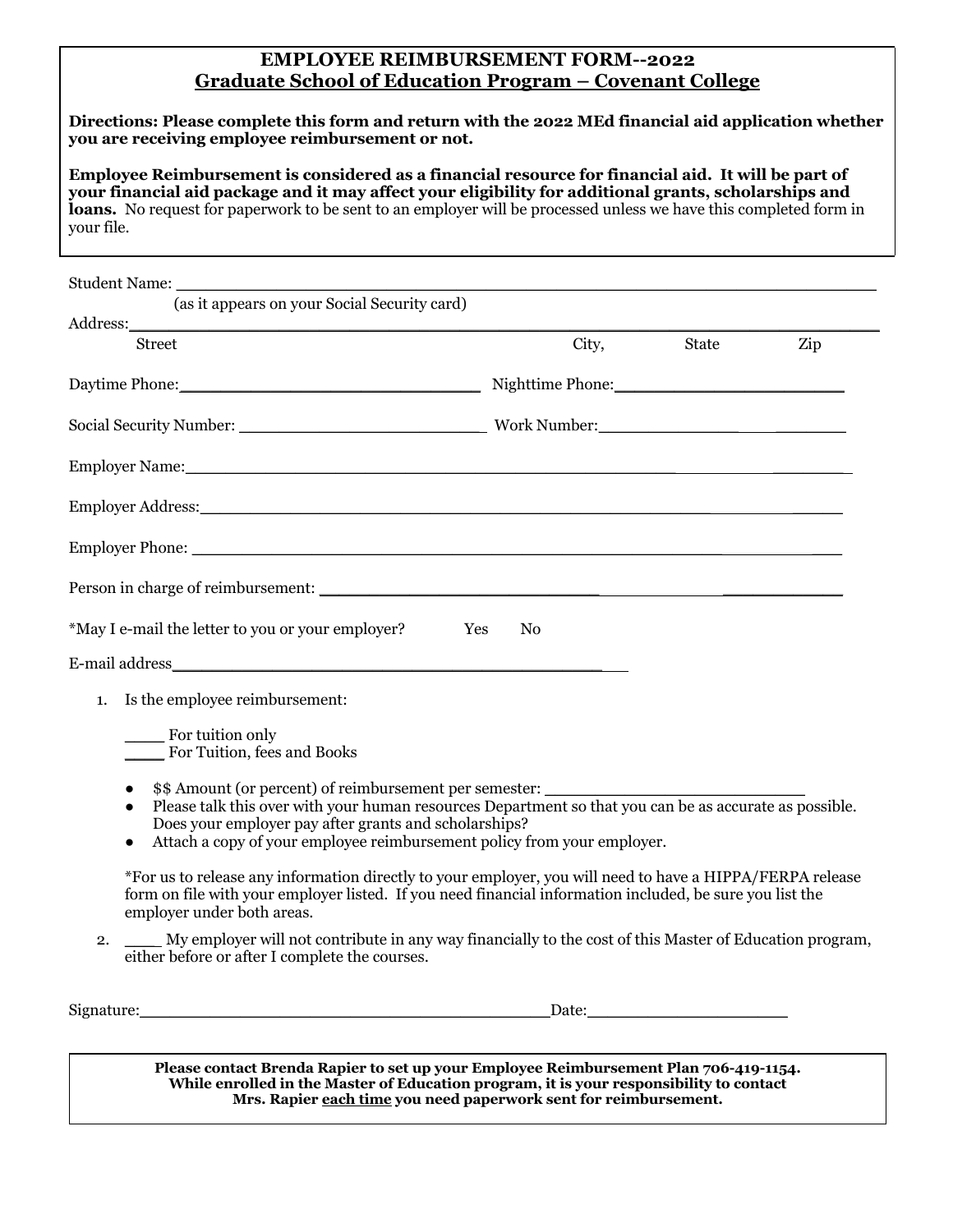# EMPLOYEE REIMBURSEMENT FORM--2022
## Graduate School of Education Program – Covenant College

**Directions: Please complete this form and return with the 2022 MEd financial aid application whether you are receiving employee reimbursement or not.**

**Employee Reimbursement is considered as a financial resource for financial aid. It will be part of your financial aid package and it may affect your eligibility for additional grants, scholarships and loans.** No request for paperwork to be sent to an employer will be processed unless we have this completed form in your file.

Student Name: ______________________________________________________________
(as it appears on your Social Security card)

Address:______________________________________________________________
Street City, State Zip

Daytime Phone:______________________________ Nighttime Phone:______________________

Social Security Number: ______________________ Work Number:______________________

Employer Name:______________________________________________________________

Employer Address:____________________________________________________________

Employer Phone: ______________________________________________________________

Person in charge of reimbursement: _____________________________________________

*May I e-mail the letter to you or your employer? Yes No

E-mail address__________________________________________

1. Is the employee reimbursement:

   ____ For tuition only
   ____ For Tuition, fees and Books

   - $$ Amount (or percent) of reimbursement per semester: ______________________
   - Please talk this over with your human resources Department so that you can be as accurate as possible. Does your employer pay after grants and scholarships?
   - Attach a copy of your employee reimbursement policy from your employer.

   *For us to release any information directly to your employer, you will need to have a HIPPA/FERPA release form on file with your employer listed. If you need financial information included, be sure you list the employer under both areas.

2. ____ My employer will not contribute in any way financially to the cost of this Master of Education program, either before or after I complete the courses.

Signature:_____________________________________Date:____________________

**Please contact Brenda Rapier to set up your Employee Reimbursement Plan 706-419-1154. While enrolled in the Master of Education program, it is your responsibility to contact Mrs. Rapier <u>each time</u> you need paperwork sent for reimbursement.**